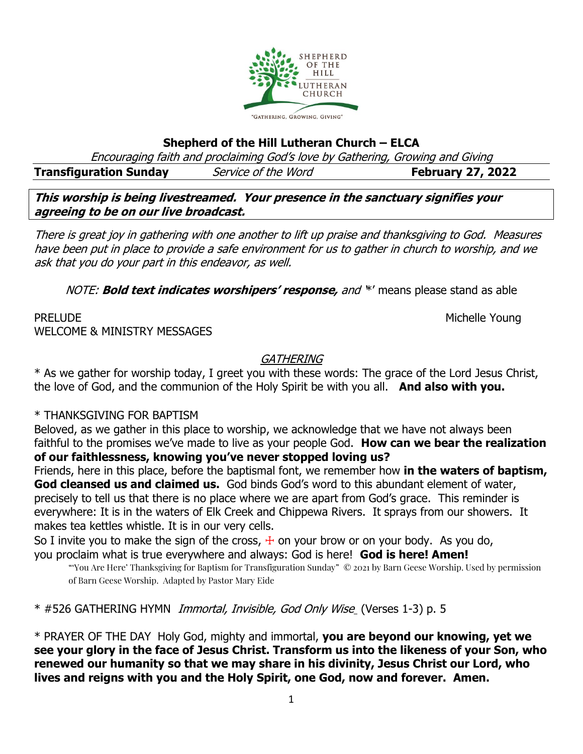SHEPHERD OF THE HILL LUTHERAN CHURCH

"GATHERING, GROWING, GIVING"

# Shepherd of the Hill Lutheran Church – ELCA

*Encouraging faith and proclaiming God's love by Gathering, Growing and Giving*

**Transfiguration Sunday** *Service of the Word* **February 27, 2022**

***This worship is being livestreamed. Your presence in the sanctuary signifies your agreeing to be on our live broadcast.***

*There is great joy in gathering with one another to lift up praise and thanksgiving to God. Measures have been put in place to provide a safe environment for us to gather in church to worship, and we ask that you do your part in this endeavor, as well.*

*NOTE:* ***Bold text indicates worshipers' response,*** *and* '*' means please stand as able

PRELUDE Michelle Young

WELCOME & MINISTRY MESSAGES

## GATHERING

\* As we gather for worship today, I greet you with these words: The grace of the Lord Jesus Christ, the love of God, and the communion of the Holy Spirit be with you all. **And also with you.**

\* THANKSGIVING FOR BAPTISM

Beloved, as we gather in this place to worship, we acknowledge that we have not always been faithful to the promises we've made to live as your people God. **How can we bear the realization of our faithlessness, knowing you've never stopped loving us?**

Friends, here in this place, before the baptismal font, we remember how **in the waters of baptism, God cleansed us and claimed us.** God binds God's word to this abundant element of water, precisely to tell us that there is no place where we are apart from God's grace. This reminder is everywhere: It is in the waters of Elk Creek and Chippewa Rivers. It sprays from our showers. It makes tea kettles whistle. It is in our very cells.

So I invite you to make the sign of the cross, ☩ on your brow or on your body. As you do, you proclaim what is true everywhere and always: God is here! **God is here! Amen!**

"'You Are Here' Thanksgiving for Baptism for Transfiguration Sunday" © 2021 by Barn Geese Worship. Used by permission of Barn Geese Worship. Adapted by Pastor Mary Eide

\* #526 GATHERING HYMN *Immortal, Invisible, God Only Wise* (Verses 1-3) p. 5

\* PRAYER OF THE DAY Holy God, mighty and immortal, **you are beyond our knowing, yet we see your glory in the face of Jesus Christ. Transform us into the likeness of your Son, who renewed our humanity so that we may share in his divinity, Jesus Christ our Lord, who lives and reigns with you and the Holy Spirit, one God, now and forever. Amen.**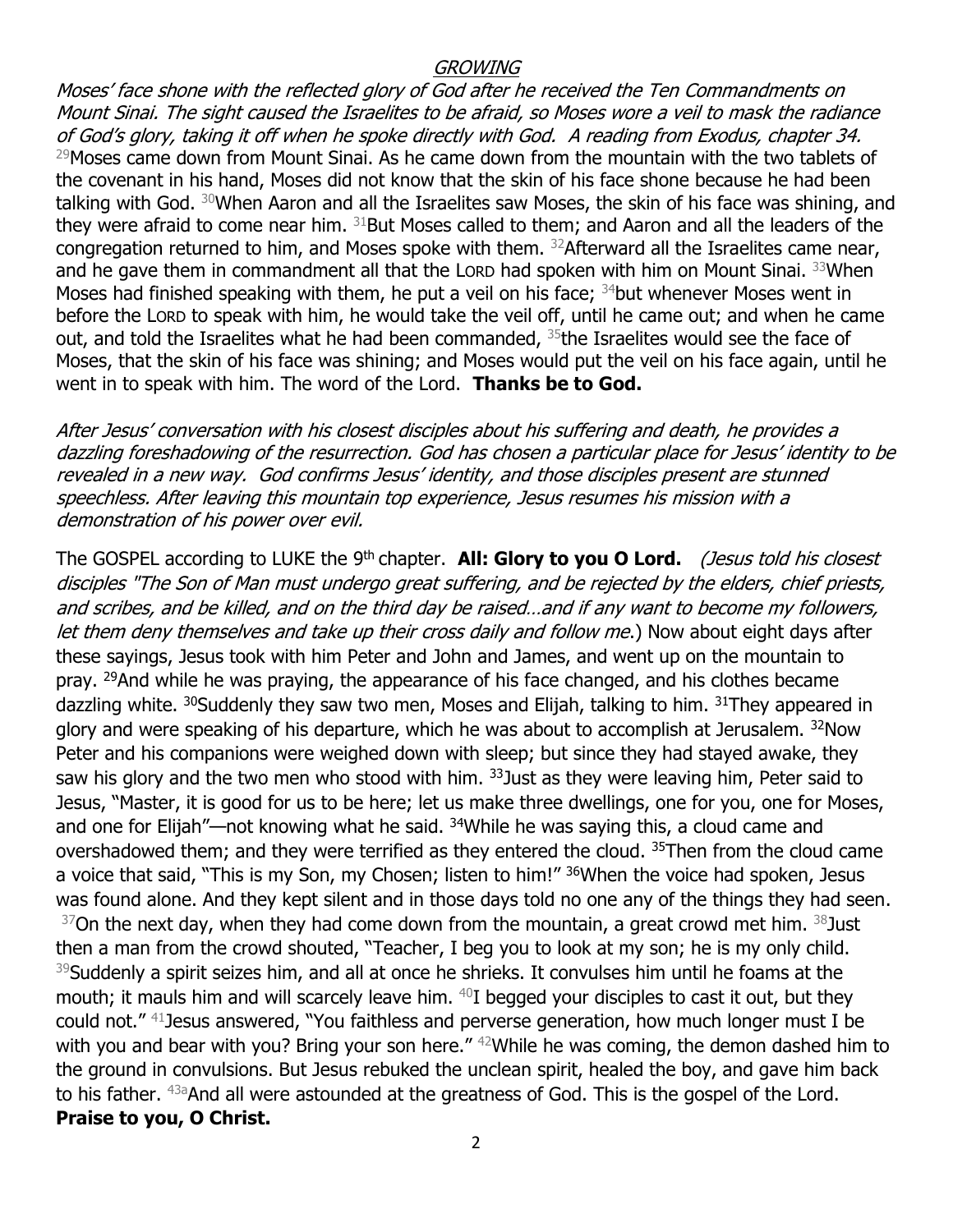## *GROWING*

*Moses' face shone with the reflected glory of God after he received the Ten Commandments on Mount Sinai. The sight caused the Israelites to be afraid, so Moses wore a veil to mask the radiance of God's glory, taking it off when he spoke directly with God. A reading from Exodus, chapter 34.*

29Moses came down from Mount Sinai. As he came down from the mountain with the two tablets of the covenant in his hand, Moses did not know that the skin of his face shone because he had been talking with God. 30When Aaron and all the Israelites saw Moses, the skin of his face was shining, and they were afraid to come near him. 31But Moses called to them; and Aaron and all the leaders of the congregation returned to him, and Moses spoke with them. 32Afterward all the Israelites came near, and he gave them in commandment all that the LORD had spoken with him on Mount Sinai. 33When Moses had finished speaking with them, he put a veil on his face; 34but whenever Moses went in before the LORD to speak with him, he would take the veil off, until he came out; and when he came out, and told the Israelites what he had been commanded, 35the Israelites would see the face of Moses, that the skin of his face was shining; and Moses would put the veil on his face again, until he went in to speak with him. The word of the Lord. **Thanks be to God.**

*After Jesus' conversation with his closest disciples about his suffering and death, he provides a dazzling foreshadowing of the resurrection. God has chosen a particular place for Jesus' identity to be revealed in a new way. God confirms Jesus' identity, and those disciples present are stunned speechless. After leaving this mountain top experience, Jesus resumes his mission with a demonstration of his power over evil.*

The GOSPEL according to LUKE the 9th chapter. **All: Glory to you O Lord.** *(Jesus told his closest disciples "The Son of Man must undergo great suffering, and be rejected by the elders, chief priests, and scribes, and be killed, and on the third day be raised…and if any want to become my followers, let them deny themselves and take up their cross daily and follow me.*) Now about eight days after these sayings, Jesus took with him Peter and John and James, and went up on the mountain to pray. 29And while he was praying, the appearance of his face changed, and his clothes became dazzling white. 30Suddenly they saw two men, Moses and Elijah, talking to him. 31They appeared in glory and were speaking of his departure, which he was about to accomplish at Jerusalem. 32Now Peter and his companions were weighed down with sleep; but since they had stayed awake, they saw his glory and the two men who stood with him. 33Just as they were leaving him, Peter said to Jesus, "Master, it is good for us to be here; let us make three dwellings, one for you, one for Moses, and one for Elijah"—not knowing what he said. 34While he was saying this, a cloud came and overshadowed them; and they were terrified as they entered the cloud. 35Then from the cloud came a voice that said, "This is my Son, my Chosen; listen to him!" 36When the voice had spoken, Jesus was found alone. And they kept silent and in those days told no one any of the things they had seen. 37On the next day, when they had come down from the mountain, a great crowd met him. 38Just then a man from the crowd shouted, "Teacher, I beg you to look at my son; he is my only child. 39Suddenly a spirit seizes him, and all at once he shrieks. It convulses him until he foams at the mouth; it mauls him and will scarcely leave him. 40I begged your disciples to cast it out, but they could not." 41Jesus answered, "You faithless and perverse generation, how much longer must I be with you and bear with you? Bring your son here." 42While he was coming, the demon dashed him to the ground in convulsions. But Jesus rebuked the unclean spirit, healed the boy, and gave him back to his father. 43aAnd all were astounded at the greatness of God. This is the gospel of the Lord. **Praise to you, O Christ.**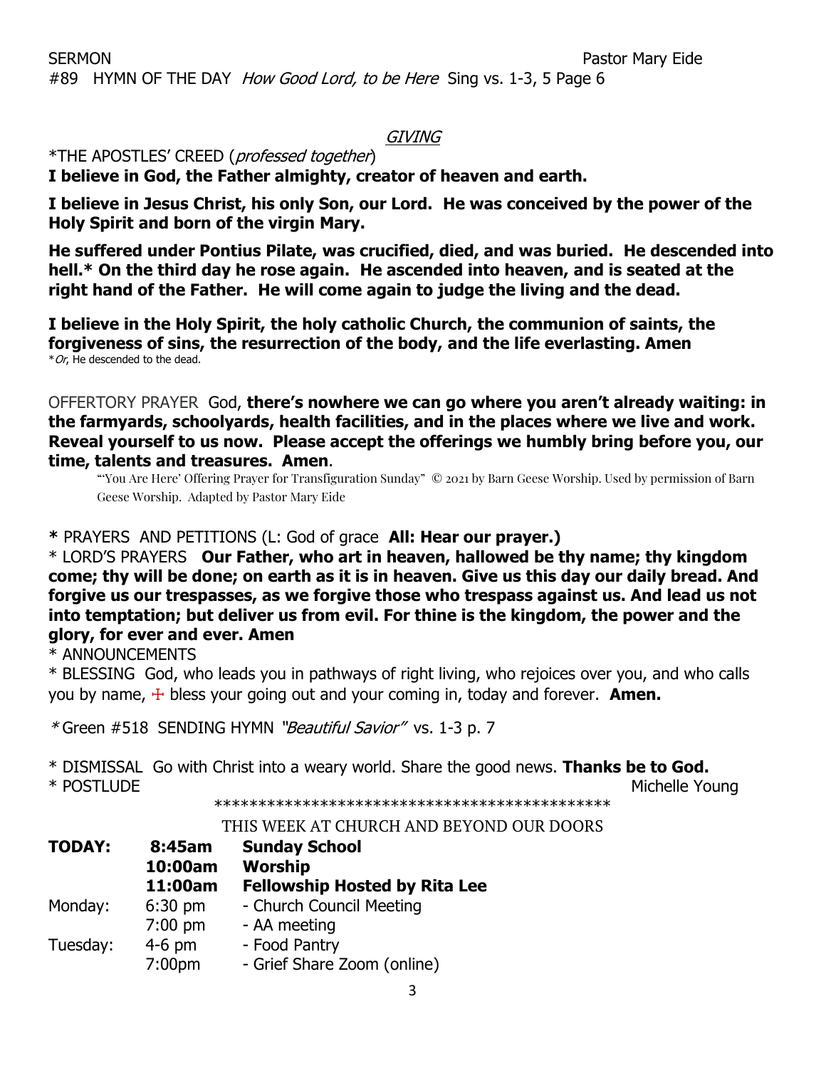SERMON Pastor Mary Eide

#89 HYMN OF THE DAY *How Good Lord, to be Here* Sing vs. 1-3, 5 Page 6

## *GIVING*

*THE APOSTLES' CREED (*professed together*)

**I believe in God, the Father almighty, creator of heaven and earth.**

**I believe in Jesus Christ, his only Son, our Lord. He was conceived by the power of the Holy Spirit and born of the virgin Mary.**

**He suffered under Pontius Pilate, was crucified, died, and was buried. He descended into hell.* On the third day he rose again. He ascended into heaven, and is seated at the right hand of the Father. He will come again to judge the living and the dead.**

**I believe in the Holy Spirit, the holy catholic Church, the communion of saints, the forgiveness of sins, the resurrection of the body, and the life everlasting. Amen**

**Or*, He descended to the dead.

OFFERTORY PRAYER God, **there's nowhere we can go where you aren't already waiting: in the farmyards, schoolyards, health facilities, and in the places where we live and work. Reveal yourself to us now. Please accept the offerings we humbly bring before you, our time, talents and treasures. Amen**.

"'You Are Here' Offering Prayer for Transfiguration Sunday" © 2021 by Barn Geese Worship. Used by permission of Barn Geese Worship. Adapted by Pastor Mary Eide

**\*** PRAYERS AND PETITIONS (L: God of grace **All: Hear our prayer.)**

\* LORD'S PRAYERS **Our Father, who art in heaven, hallowed be thy name; thy kingdom come; thy will be done; on earth as it is in heaven. Give us this day our daily bread. And forgive us our trespasses, as we forgive those who trespass against us. And lead us not into temptation; but deliver us from evil. For thine is the kingdom, the power and the glory, for ever and ever. Amen**

\* ANNOUNCEMENTS

\* BLESSING God, who leads you in pathways of right living, who rejoices over you, and who calls you by name, ☩ bless your going out and your coming in, today and forever. **Amen.**

*\* Green #518 SENDING HYMN *"Beautiful Savior"* vs. 1-3 p. 7

\* DISMISSAL Go with Christ into a weary world. Share the good news. **Thanks be to God.**

\* POSTLUDE Michelle Young

*********************************************

THIS WEEK AT CHURCH AND BEYOND OUR DOORS

| | | |
|---|---|---|
| **TODAY:** | **8:45am** | **Sunday School** |
| | **10:00am** | **Worship** |
| | **11:00am** | **Fellowship Hosted by Rita Lee** |
| Monday: | 6:30 pm | - Church Council Meeting |
| | 7:00 pm | - AA meeting |
| Tuesday: | 4-6 pm | - Food Pantry |
| | 7:00pm | - Grief Share Zoom (online) |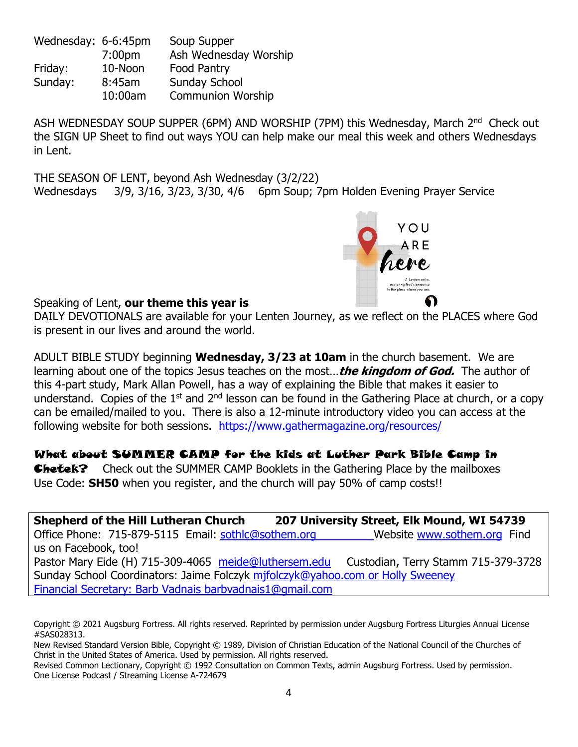| | | |
|---|---|---|
| Wednesday: | 6-6:45pm | Soup Supper |
| | 7:00pm | Ash Wednesday Worship |
| Friday: | 10-Noon | Food Pantry |
| Sunday: | 8:45am | Sunday School |
| | 10:00am | Communion Worship |

ASH WEDNESDAY SOUP SUPPER (6PM) AND WORSHIP (7PM) this Wednesday, March 2nd Check out the SIGN UP Sheet to find out ways YOU can help make our meal this week and others Wednesdays in Lent.

THE SEASON OF LENT, beyond Ash Wednesday (3/2/22)
Wednesdays 3/9, 3/16, 3/23, 3/30, 4/6 6pm Soup; 7pm Holden Evening Prayer Service

YOU ARE here
A Lenten series exploring God's presence in the place where you are.

Speaking of Lent, **our theme this year is**
DAILY DEVOTIONALS are available for your Lenten Journey, as we reflect on the PLACES where God is present in our lives and around the world.

ADULT BIBLE STUDY beginning **Wednesday, 3/23 at 10am** in the church basement. We are learning about one of the topics Jesus teaches on the most…***the kingdom of God.*** The author of this 4-part study, Mark Allan Powell, has a way of explaining the Bible that makes it easier to understand. Copies of the 1st and 2nd lesson can be found in the Gathering Place at church, or a copy can be emailed/mailed to you. There is also a 12-minute introductory video you can access at the following website for both sessions. https://www.gathermagazine.org/resources/

**What about SUMMER CAMP for the kids at Luther Park Bible Camp in Chetek?** Check out the SUMMER CAMP Booklets in the Gathering Place by the mailboxes
Use Code: **SH50** when you register, and the church will pay 50% of camp costs!!

**Shepherd of the Hill Lutheran Church 207 University Street, Elk Mound, WI 54739**
Office Phone: 715-879-5115 Email: sothlc@sothem.org Website www.sothem.org Find us on Facebook, too!
Pastor Mary Eide (H) 715-309-4065 meide@luthersem.edu Custodian, Terry Stamm 715-379-3728
Sunday School Coordinators: Jaime Folczyk mjfolczyk@yahoo.com or Holly Sweeney
Financial Secretary: Barb Vadnais barbvadnais1@gmail.com

Copyright © 2021 Augsburg Fortress. All rights reserved. Reprinted by permission under Augsburg Fortress Liturgies Annual License #SAS028313.
New Revised Standard Version Bible, Copyright © 1989, Division of Christian Education of the National Council of the Churches of Christ in the United States of America. Used by permission. All rights reserved.
Revised Common Lectionary, Copyright © 1992 Consultation on Common Texts, admin Augsburg Fortress. Used by permission.
One License Podcast / Streaming License A-724679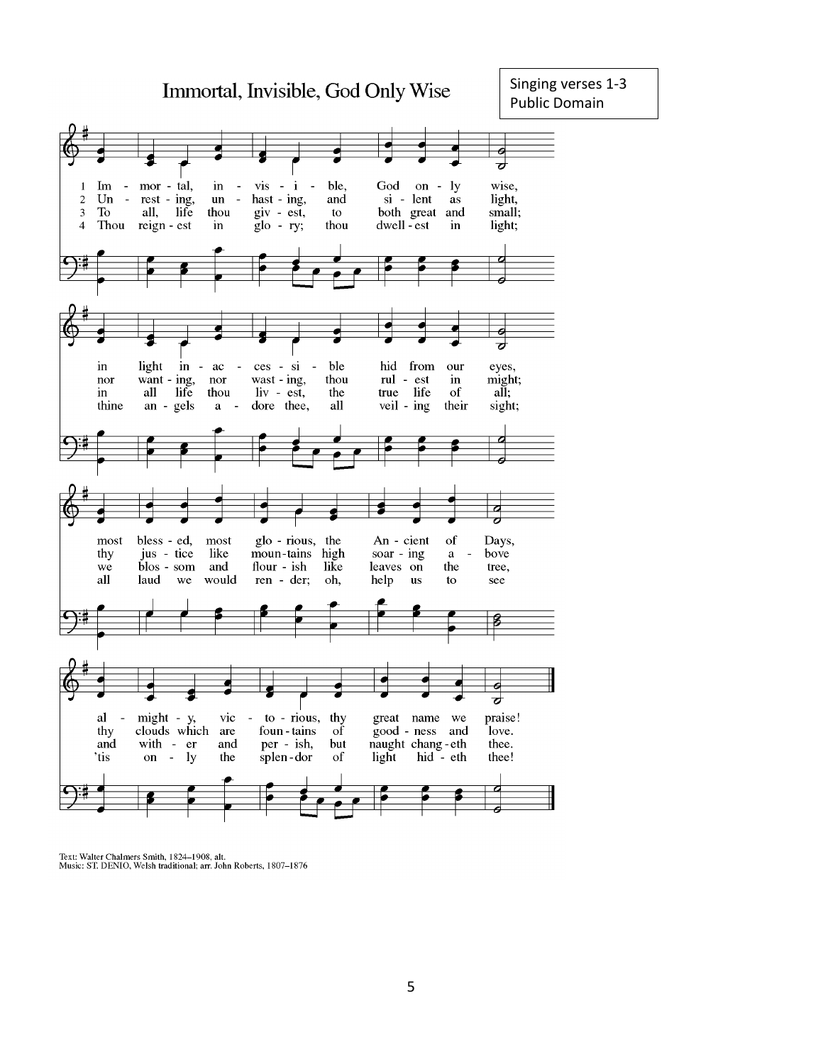# Immortal, Invisible, God Only Wise

Singing verses 1-3
Public Domain

1 Im - mor - tal, in - vis - i - ble, God on - ly wise,
in light in - ac - ces - si - ble hid from our eyes,
most bless - ed, most glo - rious, the An - cient of Days,
al - might - y, vic - to - rious, thy great name we praise!

2 Un - rest - ing, un - hast - ing, and si - lent as light,
nor want - ing, nor wast - ing, thou rul - est in might;
thy jus - tice like moun - tains high soar - ing a - bove
thy clouds which are foun - tains of good - ness and love.

3 To all, life thou giv - est, to both great and small;
in all life thou liv - est, the true life of all;
we blos - som and flour - ish like leaves on the tree,
and with - er and per - ish, but naught chang - eth thee.

4 Thou reign - est in glo - ry; thou dwell - est in light;
thine an - gels a - dore thee, all veil - ing their sight;
all laud we would ren - der; oh, help us to see
'tis on - ly the splen - dor of light hid - eth thee!

Text: Walter Chalmers Smith, 1824–1908, alt.
Music: ST. DENIO, Welsh traditional; arr. John Roberts, 1807–1876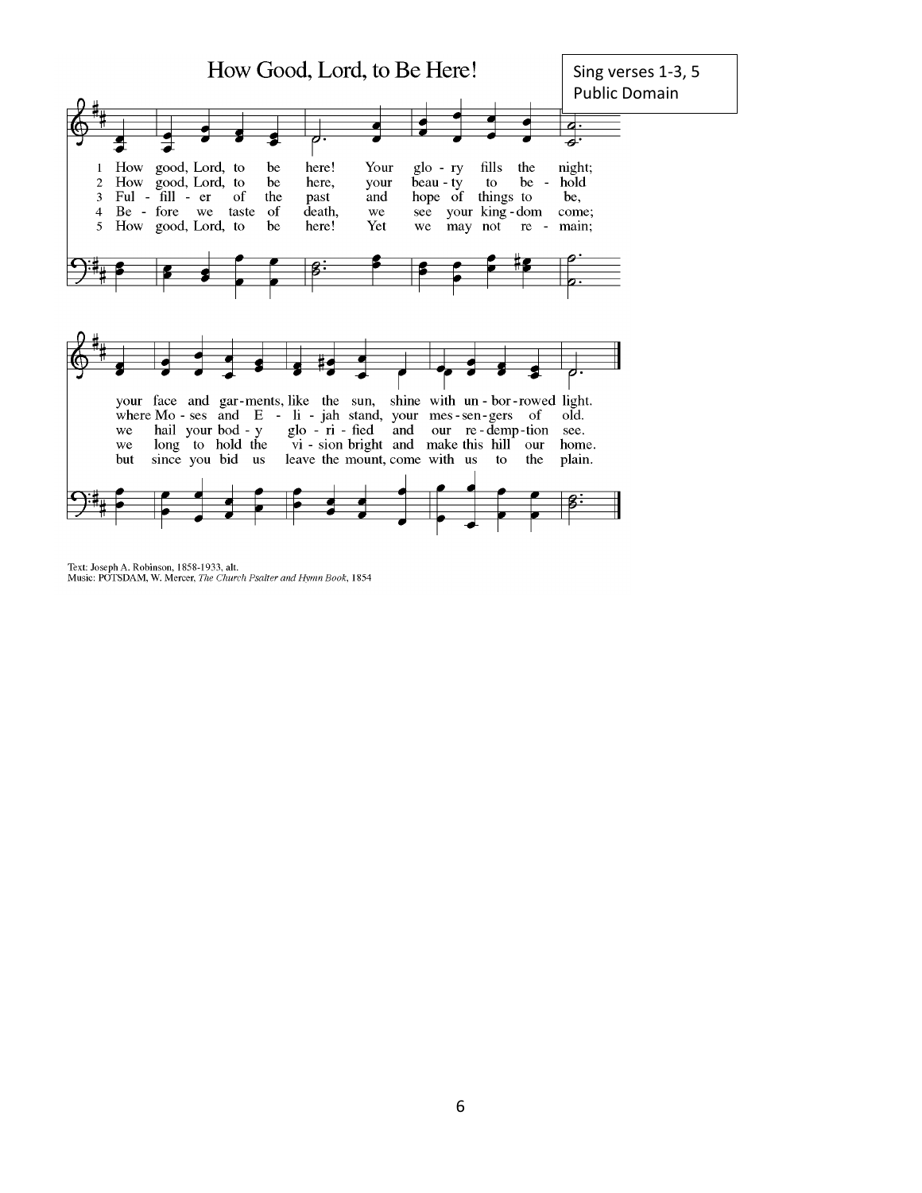# How Good, Lord, to Be Here!

Sing verses 1-3, 5
Public Domain

1 How good, Lord, to be here! Your glo - ry fills the night; your face and gar-ments, like the sun, shine with un - bor - rowed light.

2 How good, Lord, to be here, your beau - ty to be - hold where Mo - ses and E - li - jah stand, your mes - sen - gers of old.

3 Ful - fill - er of the past and hope of things to be, we hail your bod - y glo - ri - fied and our re - demp - tion see.

4 Be - fore we taste of death, we see your king - dom come; we long to hold the vi - sion bright and make this hill our home.

5 How good, Lord, to be here! Yet we may not re - main; but since you bid us leave the mount, come with us to the plain.

Text: Joseph A. Robinson, 1858-1933, alt.
Music: POTSDAM, W. Mercer, *The Church Psalter and Hymn Book*, 1854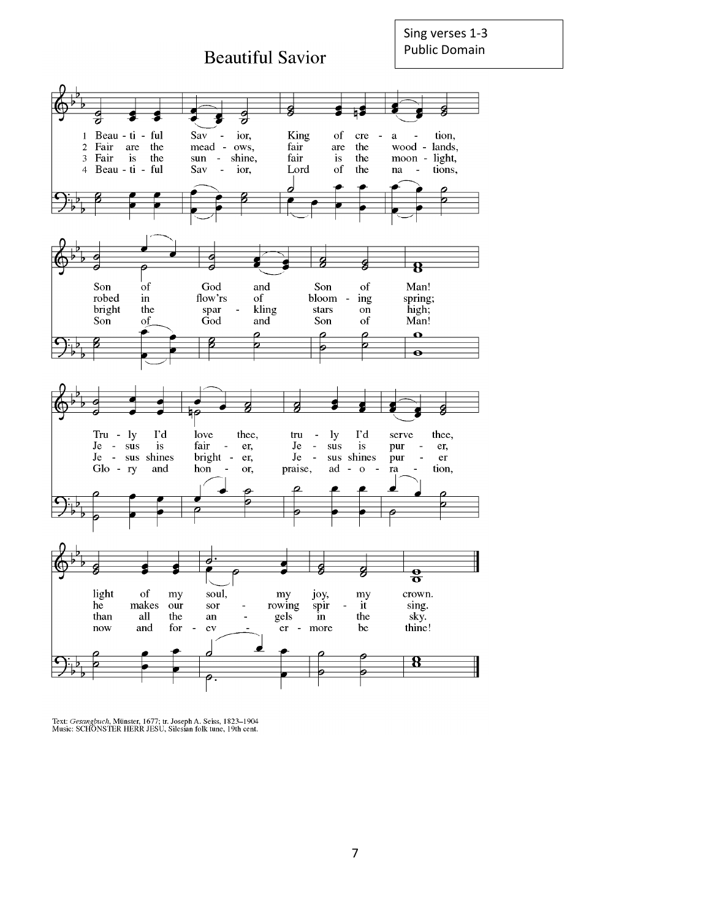Sing verses 1-3
Public Domain

# Beautiful Savior

1 Beau - ti - ful Sav - ior, King of cre - a - tion, Son of God and Son of Man! Tru - ly I'd love thee, tru - ly I'd serve thee, light of my soul, my joy, my crown.

2 Fair are the mead - ows, fair are the wood - lands, robed in flow'rs of bloom - ing spring; Je - sus is fair - er, Je - sus is pur - er, he makes our sor - rowing spir - it sing.

3 Fair is the sun - shine, fair is the moon - light, bright the spar - kling stars on high; Je - sus shines bright - er, Je - sus shines pur - er than all the an - gels in the sky.

4 Beau - ti - ful Sav - ior, Lord of the na - tions, Son of God and Son of Man! Glo - ry and hon - or, praise, ad - o - ra - tion, now and for - ev - er - more be thine!

Text: *Gesangbuch*, Münster, 1677; tr. Joseph A. Seiss, 1823–1904
Music: SCHÖNSTER HERR JESU, Silesian folk tune, 19th cent.